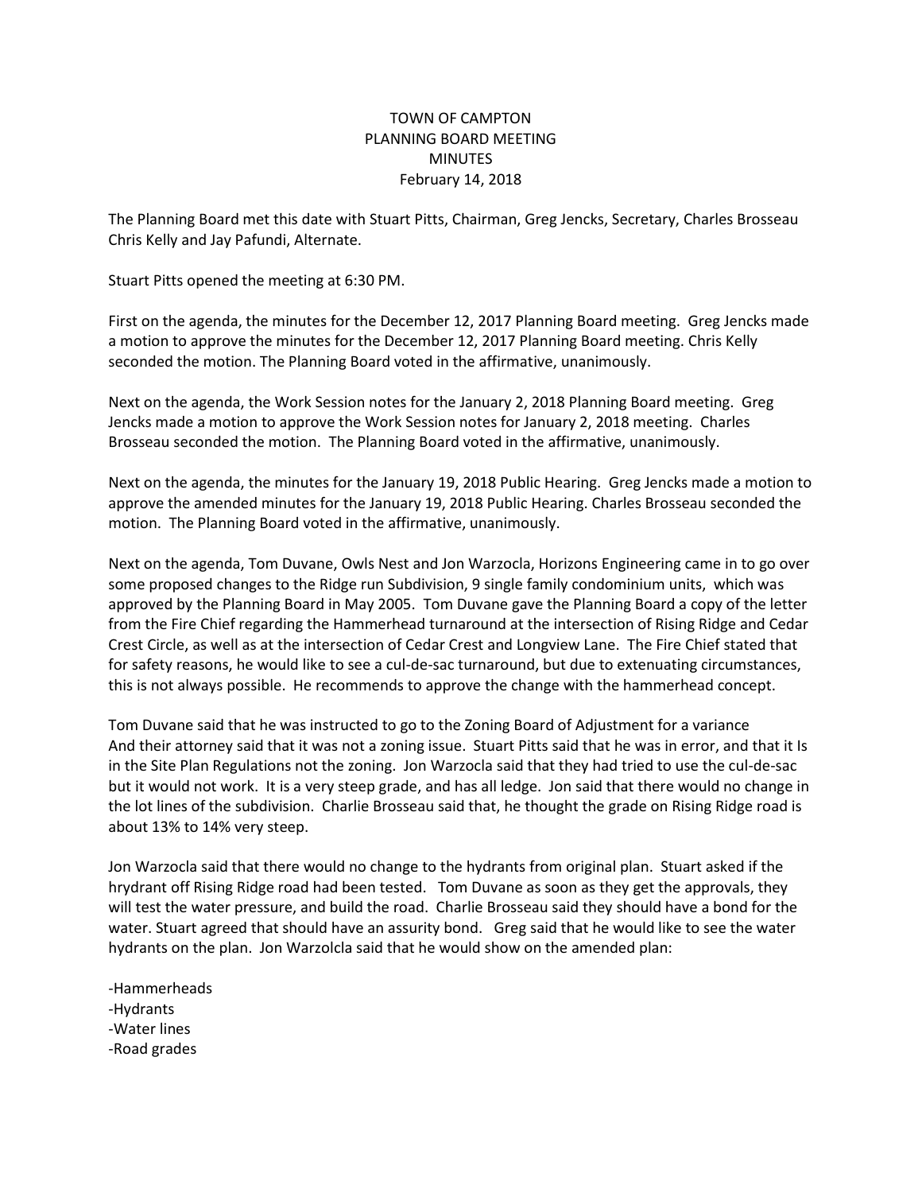TOWN OF CAMPTON
PLANNING BOARD MEETING
MINUTES
February 14, 2018

The Planning Board met this date with Stuart Pitts, Chairman, Greg Jencks, Secretary, Charles Brosseau Chris Kelly and Jay Pafundi, Alternate.

Stuart Pitts opened the meeting at 6:30 PM.

First on the agenda, the minutes for the December 12, 2017 Planning Board meeting. Greg Jencks made a motion to approve the minutes for the December 12, 2017 Planning Board meeting. Chris Kelly seconded the motion. The Planning Board voted in the affirmative, unanimously.

Next on the agenda, the Work Session notes for the January 2, 2018 Planning Board meeting. Greg Jencks made a motion to approve the Work Session notes for January 2, 2018 meeting. Charles Brosseau seconded the motion. The Planning Board voted in the affirmative, unanimously.

Next on the agenda, the minutes for the January 19, 2018 Public Hearing. Greg Jencks made a motion to approve the amended minutes for the January 19, 2018 Public Hearing. Charles Brosseau seconded the motion. The Planning Board voted in the affirmative, unanimously.

Next on the agenda, Tom Duvane, Owls Nest and Jon Warzocla, Horizons Engineering came in to go over some proposed changes to the Ridge run Subdivision, 9 single family condominium units, which was approved by the Planning Board in May 2005. Tom Duvane gave the Planning Board a copy of the letter from the Fire Chief regarding the Hammerhead turnaround at the intersection of Rising Ridge and Cedar Crest Circle, as well as at the intersection of Cedar Crest and Longview Lane. The Fire Chief stated that for safety reasons, he would like to see a cul-de-sac turnaround, but due to extenuating circumstances, this is not always possible. He recommends to approve the change with the hammerhead concept.

Tom Duvane said that he was instructed to go to the Zoning Board of Adjustment for a variance And their attorney said that it was not a zoning issue. Stuart Pitts said that he was in error, and that it Is in the Site Plan Regulations not the zoning. Jon Warzocla said that they had tried to use the cul-de-sac but it would not work. It is a very steep grade, and has all ledge. Jon said that there would no change in the lot lines of the subdivision. Charlie Brosseau said that, he thought the grade on Rising Ridge road is about 13% to 14% very steep.

Jon Warzocla said that there would no change to the hydrants from original plan. Stuart asked if the hrydrant off Rising Ridge road had been tested. Tom Duvane as soon as they get the approvals, they will test the water pressure, and build the road. Charlie Brosseau said they should have a bond for the water. Stuart agreed that should have an assurity bond. Greg said that he would like to see the water hydrants on the plan. Jon Warzolcla said that he would show on the amended plan:

-Hammerheads
-Hydrants
-Water lines
-Road grades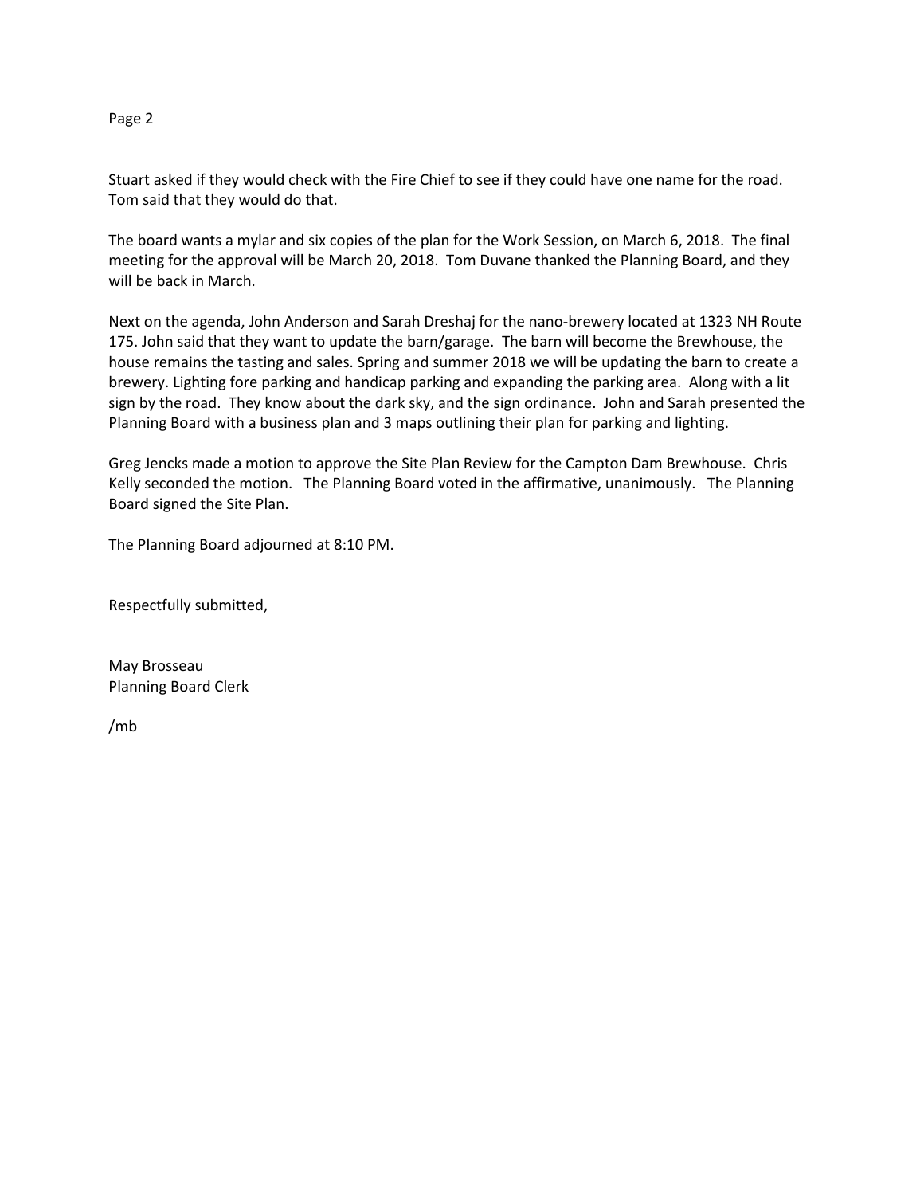Stuart asked if they would check with the Fire Chief to see if they could have one name for the road. Tom said that they would do that.

The board wants a mylar and six copies of the plan for the Work Session, on March 6, 2018. The final meeting for the approval will be March 20, 2018. Tom Duvane thanked the Planning Board, and they will be back in March.

Next on the agenda, John Anderson and Sarah Dreshaj for the nano-brewery located at 1323 NH Route 175. John said that they want to update the barn/garage. The barn will become the Brewhouse, the house remains the tasting and sales. Spring and summer 2018 we will be updating the barn to create a brewery. Lighting fore parking and handicap parking and expanding the parking area. Along with a lit sign by the road. They know about the dark sky, and the sign ordinance. John and Sarah presented the Planning Board with a business plan and 3 maps outlining their plan for parking and lighting.

Greg Jencks made a motion to approve the Site Plan Review for the Campton Dam Brewhouse. Chris Kelly seconded the motion. The Planning Board voted in the affirmative, unanimously. The Planning Board signed the Site Plan.

The Planning Board adjourned at 8:10 PM.

Respectfully submitted,

May Brosseau
Planning Board Clerk

/mb